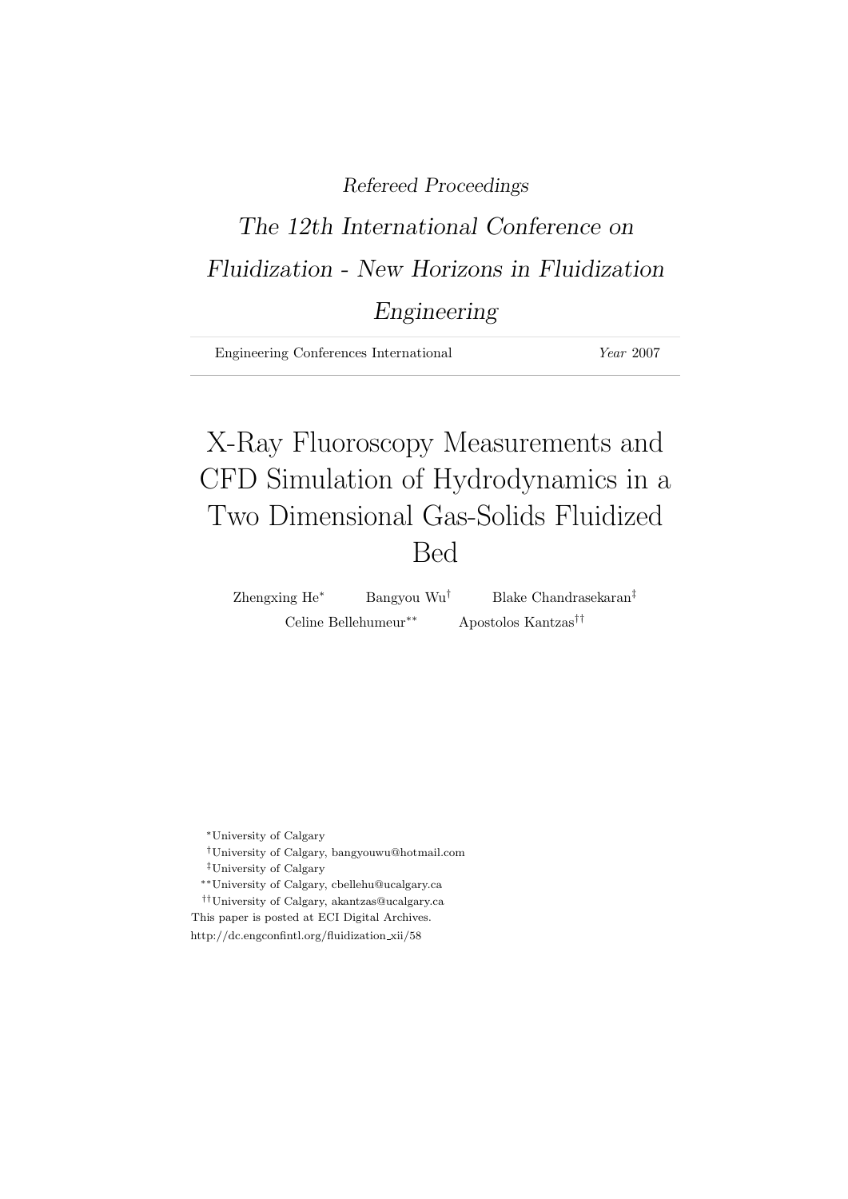*Refereed Proceedings*

*The 12th International Conference on Fluidization - New Horizons in Fluidization Engineering*

Engineering Conferences International *Year* 2007

# X-Ray Fluoroscopy Measurements and CFD Simulation of Hydrodynamics in a Two Dimensional Gas-Solids Fluidized Bed

Zhengxing He[*] Bangyou Wu[†] Blake Chandrasekaran[‡]

Celine Bellehumeur[**] Apostolos Kantzas[††]

[*]University of Calgary

[†]University of Calgary, bangyouwu@hotmail.com

[‡]University of Calgary

[**]University of Calgary, cbellehu@ucalgary.ca

[††]University of Calgary, akantzas@ucalgary.ca

This paper is posted at ECI Digital Archives.

http://dc.engconfintl.org/fluidization_xii/58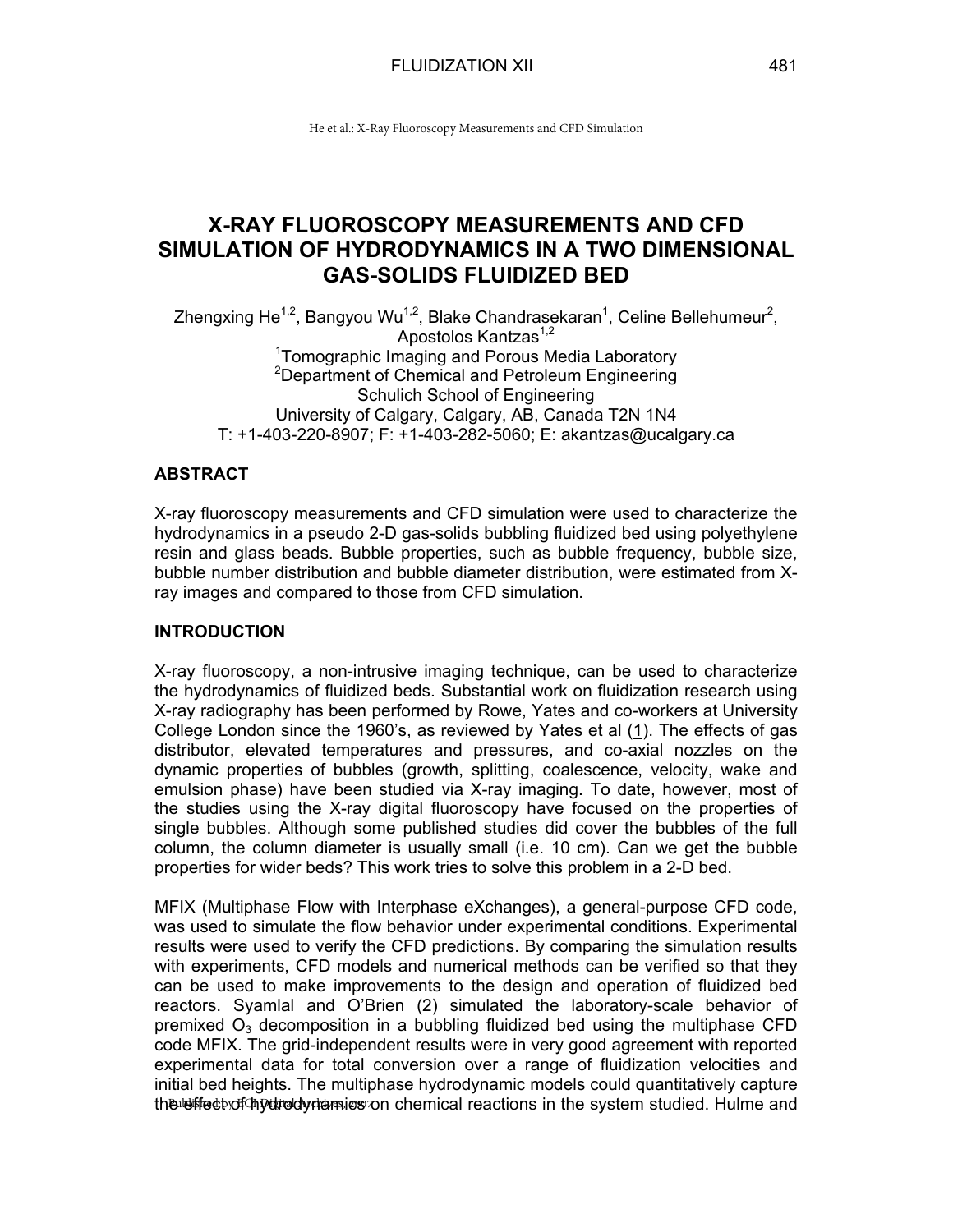# X-RAY FLUOROSCOPY MEASUREMENTS AND CFD SIMULATION OF HYDRODYNAMICS IN A TWO DIMENSIONAL GAS-SOLIDS FLUIDIZED BED

Zhengxing He[1,2], Bangyou Wu[1,2], Blake Chandrasekaran[1], Celine Bellehumeur[2], Apostolos Kantzas[1,2]

[1]Tomographic Imaging and Porous Media Laboratory
[2]Department of Chemical and Petroleum Engineering
Schulich School of Engineering
University of Calgary, Calgary, AB, Canada T2N 1N4
T: +1-403-220-8907; F: +1-403-282-5060; E: akantzas@ucalgary.ca

## ABSTRACT

X-ray fluoroscopy measurements and CFD simulation were used to characterize the hydrodynamics in a pseudo 2-D gas-solids bubbling fluidized bed using polyethylene resin and glass beads. Bubble properties, such as bubble frequency, bubble size, bubble number distribution and bubble diameter distribution, were estimated from X-ray images and compared to those from CFD simulation.

## INTRODUCTION

X-ray fluoroscopy, a non-intrusive imaging technique, can be used to characterize the hydrodynamics of fluidized beds. Substantial work on fluidization research using X-ray radiography has been performed by Rowe, Yates and co-workers at University College London since the 1960's, as reviewed by Yates et al (1). The effects of gas distributor, elevated temperatures and pressures, and co-axial nozzles on the dynamic properties of bubbles (growth, splitting, coalescence, velocity, wake and emulsion phase) have been studied via X-ray imaging. To date, however, most of the studies using the X-ray digital fluoroscopy have focused on the properties of single bubbles. Although some published studies did cover the bubbles of the full column, the column diameter is usually small (i.e. 10 cm). Can we get the bubble properties for wider beds? This work tries to solve this problem in a 2-D bed.

MFIX (Multiphase Flow with Interphase eXchanges), a general-purpose CFD code, was used to simulate the flow behavior under experimental conditions. Experimental results were used to verify the CFD predictions. By comparing the simulation results with experiments, CFD models and numerical methods can be verified so that they can be used to make improvements to the design and operation of fluidized bed reactors. Syamlal and O'Brien (2) simulated the laboratory-scale behavior of premixed $O_3$ decomposition in a bubbling fluidized bed using the multiphase CFD code MFIX. The grid-independent results were in very good agreement with reported experimental data for total conversion over a range of fluidization velocities and initial bed heights. The multiphase hydrodynamic models could quantitatively capture the effect of hydrodynamics on chemical reactions in the system studied. Hulme and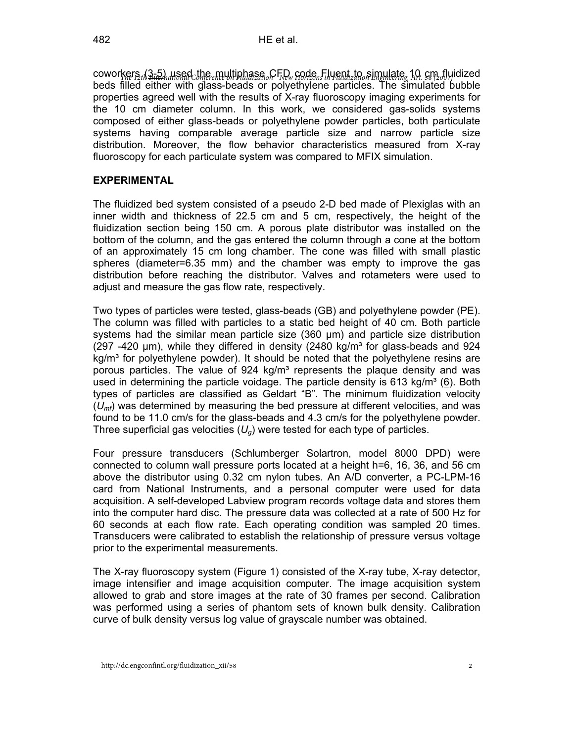coworkers (3-5) used the multiphase CFD code Fluent to simulate 10 cm fluidized beds filled either with glass-beads or polyethylene particles. The simulated bubble properties agreed well with the results of X-ray fluoroscopy imaging experiments for the 10 cm diameter column. In this work, we considered gas-solids systems composed of either glass-beads or polyethylene powder particles, both particulate systems having comparable average particle size and narrow particle size distribution. Moreover, the flow behavior characteristics measured from X-ray fluoroscopy for each particulate system was compared to MFIX simulation.

## EXPERIMENTAL

The fluidized bed system consisted of a pseudo 2-D bed made of Plexiglas with an inner width and thickness of 22.5 cm and 5 cm, respectively, the height of the fluidization section being 150 cm. A porous plate distributor was installed on the bottom of the column, and the gas entered the column through a cone at the bottom of an approximately 15 cm long chamber. The cone was filled with small plastic spheres (diameter=6.35 mm) and the chamber was empty to improve the gas distribution before reaching the distributor. Valves and rotameters were used to adjust and measure the gas flow rate, respectively.

Two types of particles were tested, glass-beads (GB) and polyethylene powder (PE). The column was filled with particles to a static bed height of 40 cm. Both particle systems had the similar mean particle size (360 μm) and particle size distribution (297 -420 μm), while they differed in density (2480 kg/m³ for glass-beads and 924 kg/m³ for polyethylene powder). It should be noted that the polyethylene resins are porous particles. The value of 924 kg/m³ represents the plaque density and was used in determining the particle voidage. The particle density is 613 kg/m³ (6). Both types of particles are classified as Geldart "B". The minimum fluidization velocity ($U_{mf}$) was determined by measuring the bed pressure at different velocities, and was found to be 11.0 cm/s for the glass-beads and 4.3 cm/s for the polyethylene powder. Three superficial gas velocities ($U_g$) were tested for each type of particles.

Four pressure transducers (Schlumberger Solartron, model 8000 DPD) were connected to column wall pressure ports located at a height h=6, 16, 36, and 56 cm above the distributor using 0.32 cm nylon tubes. An A/D converter, a PC-LPM-16 card from National Instruments, and a personal computer were used for data acquisition. A self-developed Labview program records voltage data and stores them into the computer hard disc. The pressure data was collected at a rate of 500 Hz for 60 seconds at each flow rate. Each operating condition was sampled 20 times. Transducers were calibrated to establish the relationship of pressure versus voltage prior to the experimental measurements.

The X-ray fluoroscopy system (Figure 1) consisted of the X-ray tube, X-ray detector, image intensifier and image acquisition computer. The image acquisition system allowed to grab and store images at the rate of 30 frames per second. Calibration was performed using a series of phantom sets of known bulk density. Calibration curve of bulk density versus log value of grayscale number was obtained.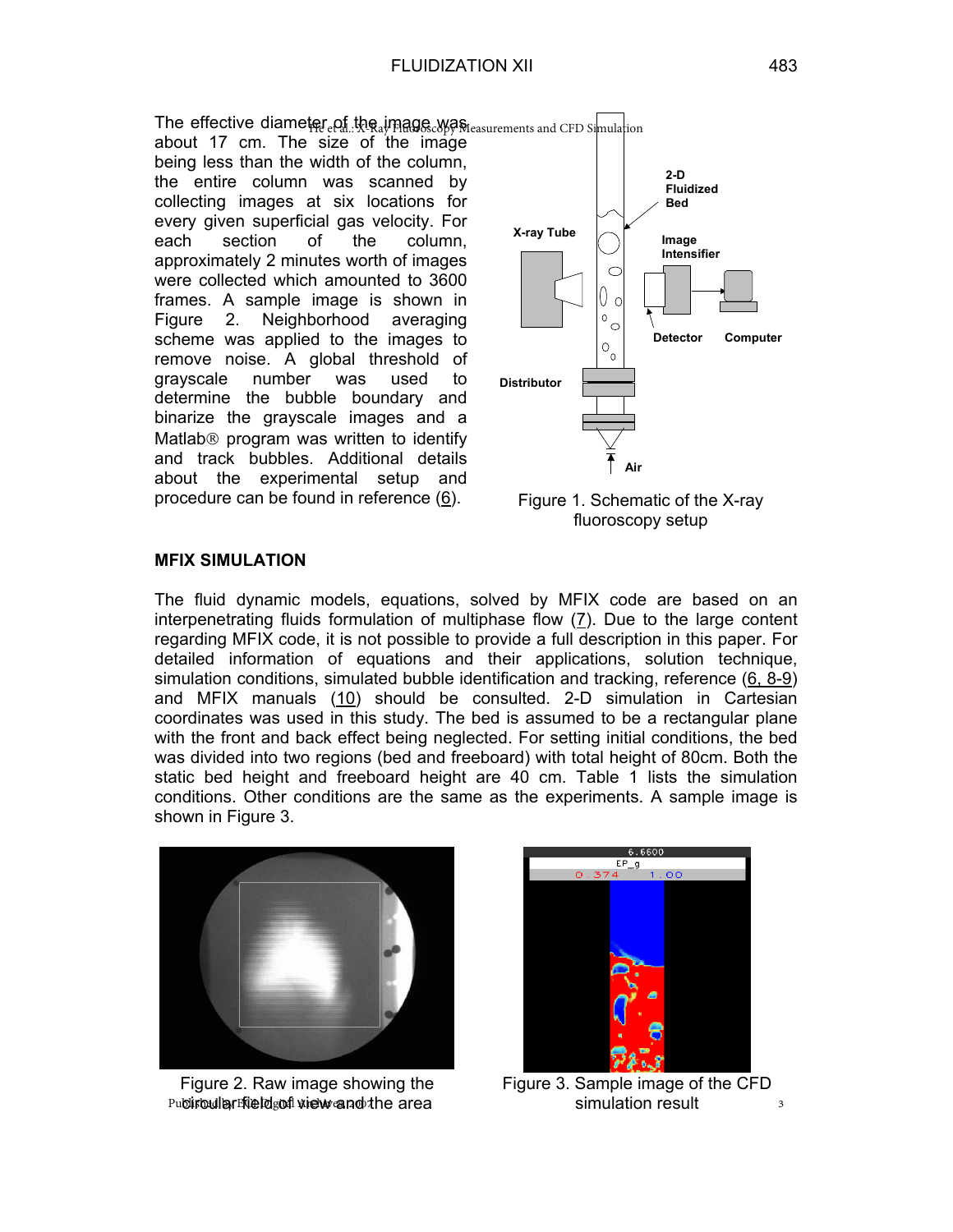The effective diameter of the image was about 17 cm. The size of the image being less than the width of the column, the entire column was scanned by collecting images at six locations for every given superficial gas velocity. For each section of the column, approximately 2 minutes worth of images were collected which amounted to 3600 frames. A sample image is shown in Figure 2. Neighborhood averaging scheme was applied to the images to remove noise. A global threshold of grayscale number was used to determine the bubble boundary and binarize the grayscale images and a Matlab® program was written to identify and track bubbles. Additional details about the experimental setup and procedure can be found in reference (6).

Figure 1. Schematic of the X-ray fluoroscopy setup

## MFIX SIMULATION

The fluid dynamic models, equations, solved by MFIX code are based on an interpenetrating fluids formulation of multiphase flow (7). Due to the large content regarding MFIX code, it is not possible to provide a full description in this paper. For detailed information of equations and their applications, solution technique, simulation conditions, simulated bubble identification and tracking, reference (6, 8-9) and MFIX manuals (10) should be consulted. 2-D simulation in Cartesian coordinates was used in this study. The bed is assumed to be a rectangular plane with the front and back effect being neglected. For setting initial conditions, the bed was divided into two regions (bed and freeboard) with total height of 80cm. Both the static bed height and freeboard height are 40 cm. Table 1 lists the simulation conditions. Other conditions are the same as the experiments. A sample image is shown in Figure 3.

Figure 2. Raw image showing the circular field of view and the area

Figure 3. Sample image of the CFD simulation result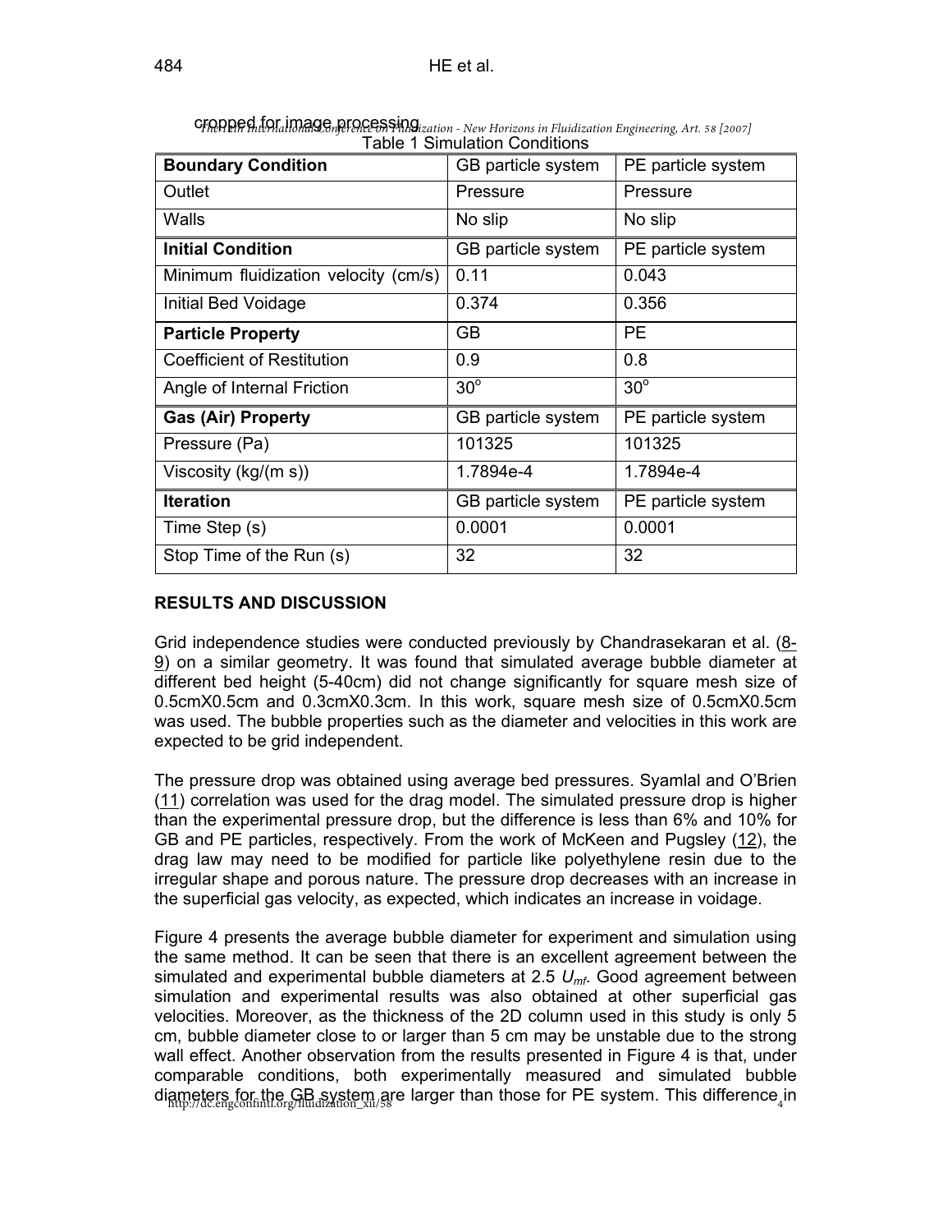Table 1 Simulation Conditions

| **Boundary Condition** | GB particle system | PE particle system |
|---|---|---|
| Outlet | Pressure | Pressure |
| Walls | No slip | No slip |
| **Initial Condition** | GB particle system | PE particle system |
| Minimum fluidization velocity (cm/s) | 0.11 | 0.043 |
| Initial Bed Voidage | 0.374 | 0.356 |
| **Particle Property** | GB | PE |
| Coefficient of Restitution | 0.9 | 0.8 |
| Angle of Internal Friction | $30^o$ | $30^o$ |
| **Gas (Air) Property** | GB particle system | PE particle system |
| Pressure (Pa) | 101325 | 101325 |
| Viscosity (kg/(m s)) | 1.7894e-4 | 1.7894e-4 |
| **Iteration** | GB particle system | PE particle system |
| Time Step (s) | 0.0001 | 0.0001 |
| Stop Time of the Run (s) | 32 | 32 |

## RESULTS AND DISCUSSION

Grid independence studies were conducted previously by Chandrasekaran et al. (8-9) on a similar geometry. It was found that simulated average bubble diameter at different bed height (5-40cm) did not change significantly for square mesh size of 0.5cmX0.5cm and 0.3cmX0.3cm. In this work, square mesh size of 0.5cmX0.5cm was used. The bubble properties such as the diameter and velocities in this work are expected to be grid independent.

The pressure drop was obtained using average bed pressures. Syamlal and O'Brien (11) correlation was used for the drag model. The simulated pressure drop is higher than the experimental pressure drop, but the difference is less than 6% and 10% for GB and PE particles, respectively. From the work of McKeen and Pugsley (12), the drag law may need to be modified for particle like polyethylene resin due to the irregular shape and porous nature. The pressure drop decreases with an increase in the superficial gas velocity, as expected, which indicates an increase in voidage.

Figure 4 presents the average bubble diameter for experiment and simulation using the same method. It can be seen that there is an excellent agreement between the simulated and experimental bubble diameters at 2.5 $U_{mf}$. Good agreement between simulation and experimental results was also obtained at other superficial gas velocities. Moreover, as the thickness of the 2D column used in this study is only 5 cm, bubble diameter close to or larger than 5 cm may be unstable due to the strong wall effect. Another observation from the results presented in Figure 4 is that, under comparable conditions, both experimentally measured and simulated bubble diameters for the GB system are larger than those for PE system. This difference in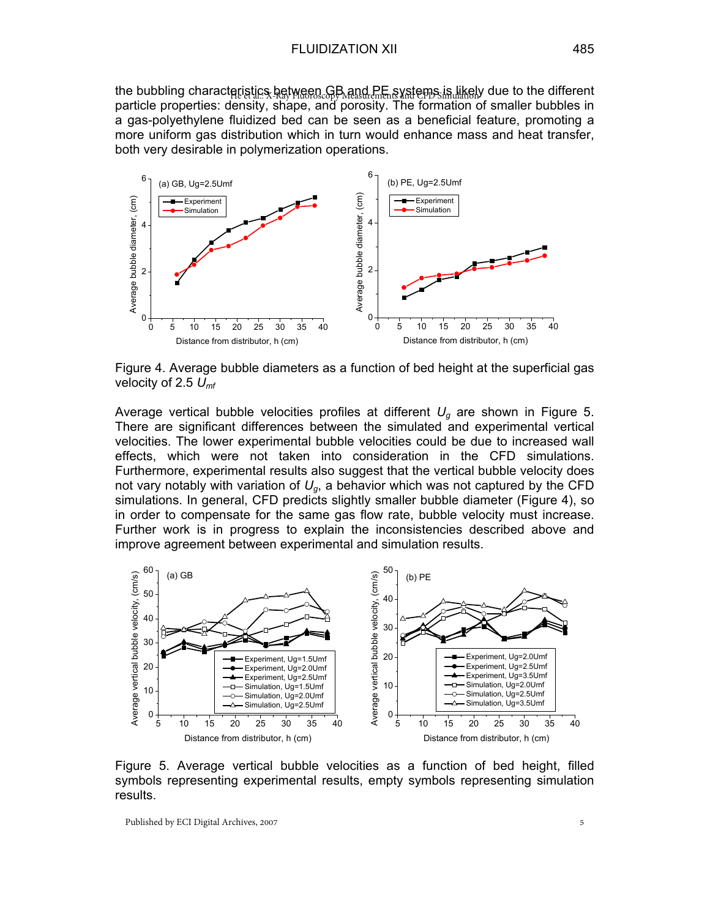the bubbling characteristics between GB and PE systems is likely due to the different particle properties: density, shape, and porosity. The formation of smaller bubbles in a gas-polyethylene fluidized bed can be seen as a beneficial feature, promoting a more uniform gas distribution which in turn would enhance mass and heat transfer, both very desirable in polymerization operations.

Figure 4. Average bubble diameters as a function of bed height at the superficial gas velocity of 2.5 $U_{mf}$

Average vertical bubble velocities profiles at different $U_g$ are shown in Figure 5. There are significant differences between the simulated and experimental vertical velocities. The lower experimental bubble velocities could be due to increased wall effects, which were not taken into consideration in the CFD simulations. Furthermore, experimental results also suggest that the vertical bubble velocity does not vary notably with variation of $U_g$, a behavior which was not captured by the CFD simulations. In general, CFD predicts slightly smaller bubble diameter (Figure 4), so in order to compensate for the same gas flow rate, bubble velocity must increase. Further work is in progress to explain the inconsistencies described above and improve agreement between experimental and simulation results.

Figure 5. Average vertical bubble velocities as a function of bed height, filled symbols representing experimental results, empty symbols representing simulation results.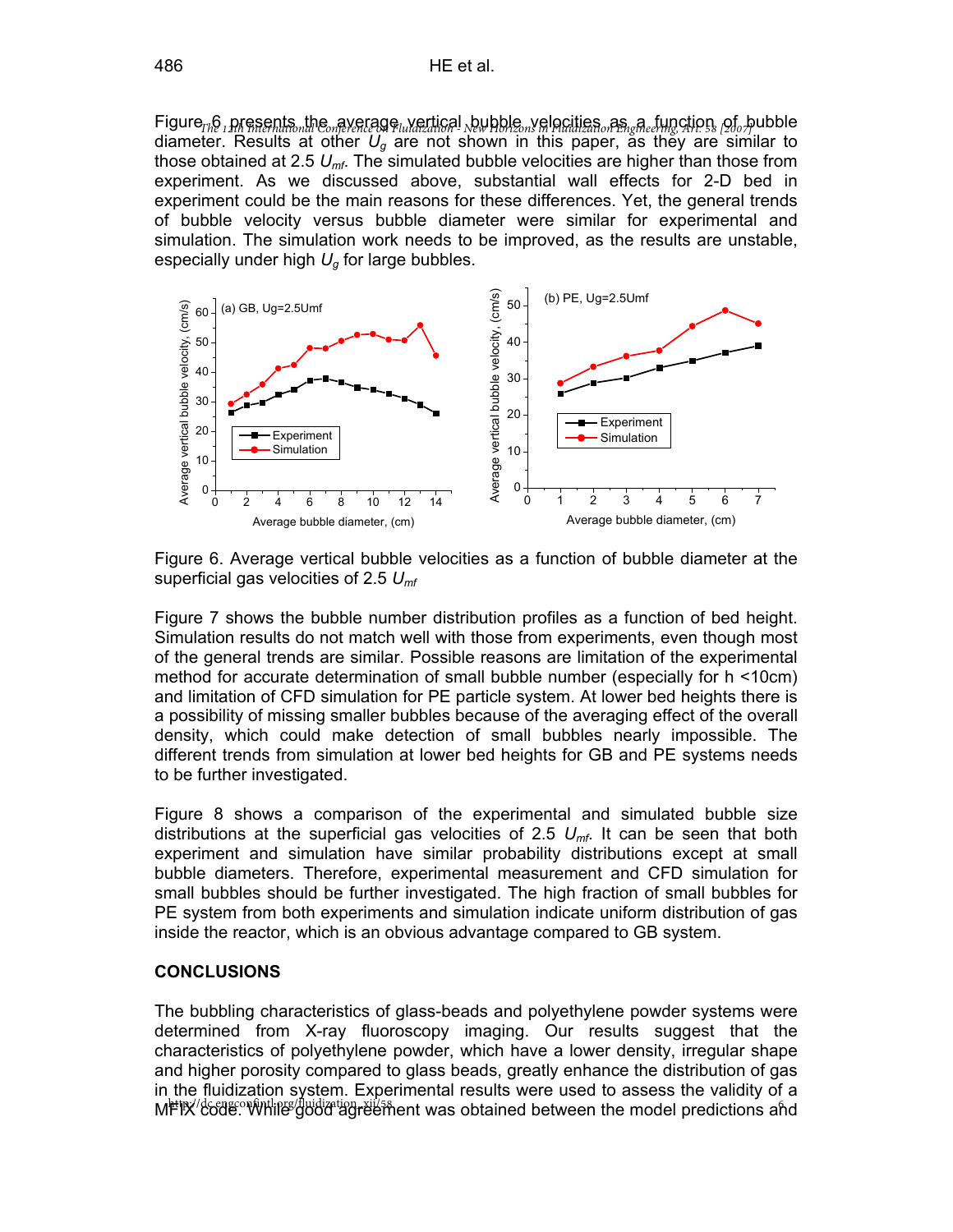Figure 6 presents the average vertical bubble velocities as a function of bubble diameter. Results at other $U_g$ are not shown in this paper, as they are similar to those obtained at 2.5 $U_{mf}$. The simulated bubble velocities are higher than those from experiment. As we discussed above, substantial wall effects for 2-D bed in experiment could be the main reasons for these differences. Yet, the general trends of bubble velocity versus bubble diameter were similar for experimental and simulation. The simulation work needs to be improved, as the results are unstable, especially under high $U_g$ for large bubbles.

Figure 6. Average vertical bubble velocities as a function of bubble diameter at the superficial gas velocities of 2.5 $U_{mf}$

Figure 7 shows the bubble number distribution profiles as a function of bed height. Simulation results do not match well with those from experiments, even though most of the general trends are similar. Possible reasons are limitation of the experimental method for accurate determination of small bubble number (especially for h <10cm) and limitation of CFD simulation for PE particle system. At lower bed heights there is a possibility of missing smaller bubbles because of the averaging effect of the overall density, which could make detection of small bubbles nearly impossible. The different trends from simulation at lower bed heights for GB and PE systems needs to be further investigated.

Figure 8 shows a comparison of the experimental and simulated bubble size distributions at the superficial gas velocities of 2.5 $U_{mf}$. It can be seen that both experiment and simulation have similar probability distributions except at small bubble diameters. Therefore, experimental measurement and CFD simulation for small bubbles should be further investigated. The high fraction of small bubbles for PE system from both experiments and simulation indicate uniform distribution of gas inside the reactor, which is an obvious advantage compared to GB system.

## CONCLUSIONS

The bubbling characteristics of glass-beads and polyethylene powder systems were determined from X-ray fluoroscopy imaging. Our results suggest that the characteristics of polyethylene powder, which have a lower density, irregular shape and higher porosity compared to glass beads, greatly enhance the distribution of gas in the fluidization system. Experimental results were used to assess the validity of a MFIX code. While good agreement was obtained between the model predictions and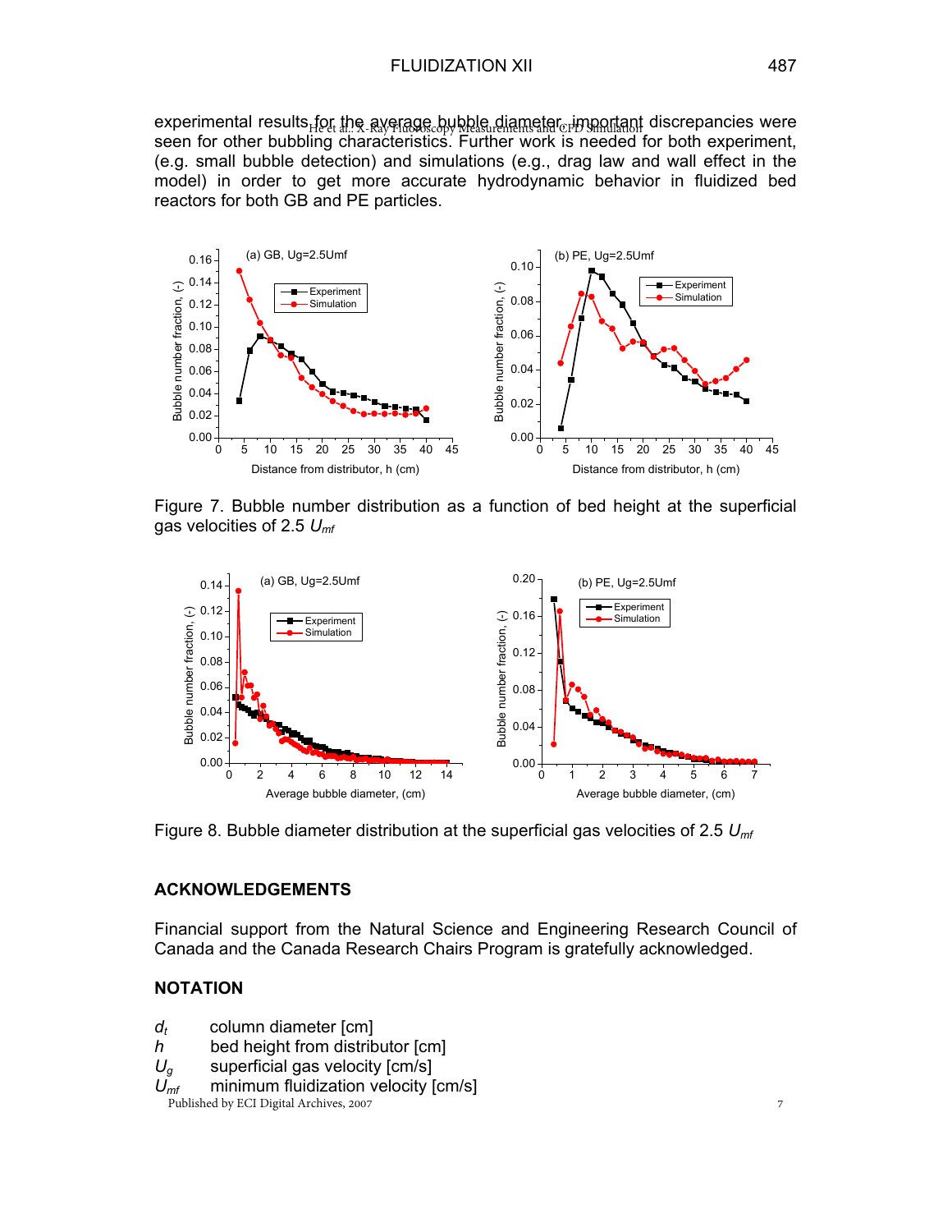experimental results for the average bubble diameter, important discrepancies were seen for other bubbling characteristics. Further work is needed for both experiment, (e.g. small bubble detection) and simulations (e.g., drag law and wall effect in the model) in order to get more accurate hydrodynamic behavior in fluidized bed reactors for both GB and PE particles.

Figure 7. Bubble number distribution as a function of bed height at the superficial gas velocities of 2.5 $U_{mf}$

Figure 8. Bubble diameter distribution at the superficial gas velocities of 2.5 $U_{mf}$

## ACKNOWLEDGEMENTS

Financial support from the Natural Science and Engineering Research Council of Canada and the Canada Research Chairs Program is gratefully acknowledged.

## NOTATION

$d_t$ column diameter [cm]  
$h$ bed height from distributor [cm]  
$U_g$ superficial gas velocity [cm/s]  
$U_{mf}$ minimum fluidization velocity [cm/s]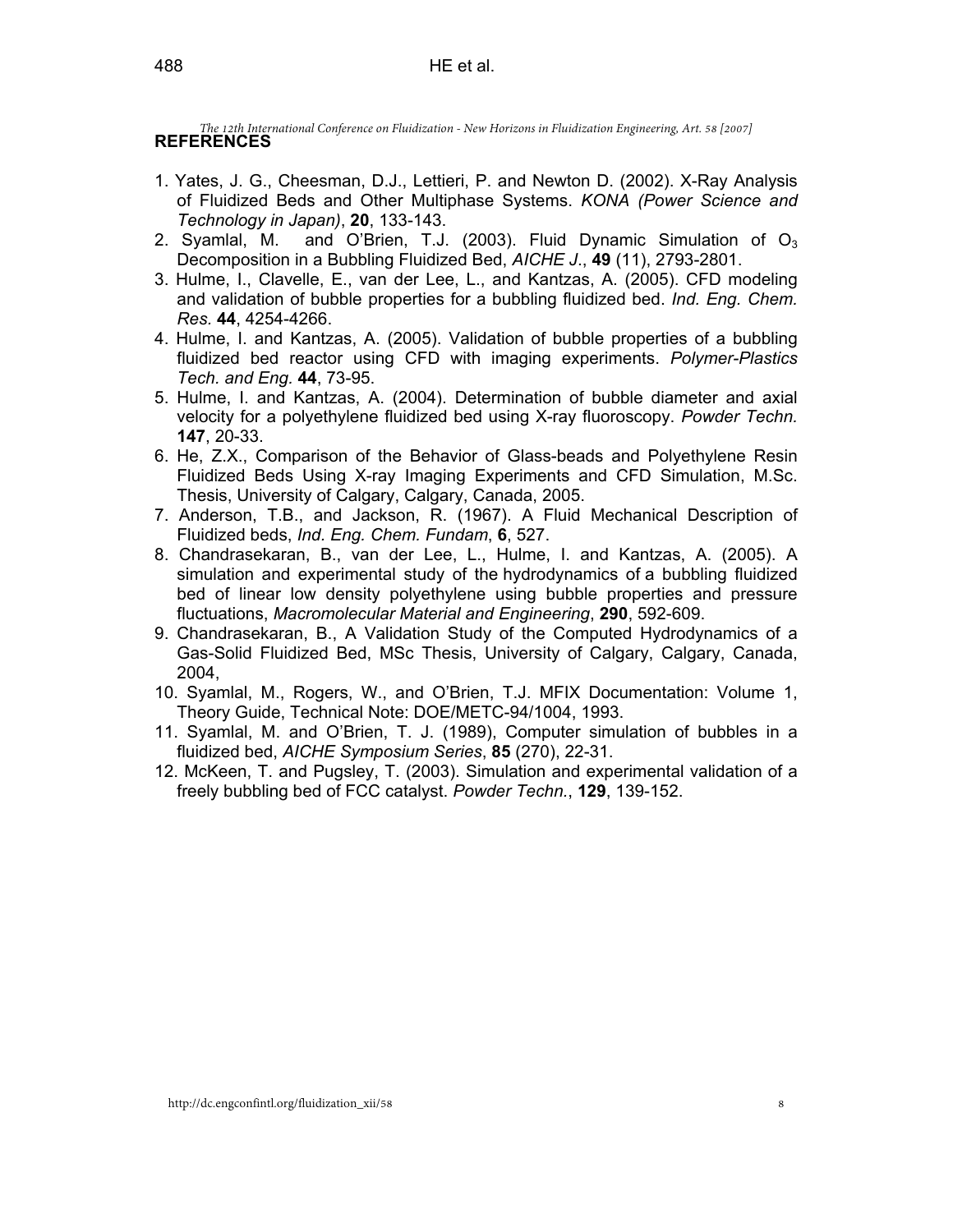## REFERENCES

1. Yates, J. G., Cheesman, D.J., Lettieri, P. and Newton D. (2002). X-Ray Analysis of Fluidized Beds and Other Multiphase Systems. *KONA (Power Science and Technology in Japan)*, **20**, 133-143.
2. Syamlal, M. and O'Brien, T.J. (2003). Fluid Dynamic Simulation of $O_3$ Decomposition in a Bubbling Fluidized Bed, *AICHE J*., **49** (11), 2793-2801.
3. Hulme, I., Clavelle, E., van der Lee, L., and Kantzas, A. (2005). CFD modeling and validation of bubble properties for a bubbling fluidized bed. *Ind. Eng. Chem. Res.* **44**, 4254-4266.
4. Hulme, I. and Kantzas, A. (2005). Validation of bubble properties of a bubbling fluidized bed reactor using CFD with imaging experiments. *Polymer-Plastics Tech. and Eng.* **44**, 73-95.
5. Hulme, I. and Kantzas, A. (2004). Determination of bubble diameter and axial velocity for a polyethylene fluidized bed using X-ray fluoroscopy. *Powder Techn.* **147**, 20-33.
6. He, Z.X., Comparison of the Behavior of Glass-beads and Polyethylene Resin Fluidized Beds Using X-ray Imaging Experiments and CFD Simulation, M.Sc. Thesis, University of Calgary, Calgary, Canada, 2005.
7. Anderson, T.B., and Jackson, R. (1967). A Fluid Mechanical Description of Fluidized beds, *Ind. Eng. Chem. Fundam*, **6**, 527.
8. Chandrasekaran, B., van der Lee, L., Hulme, I. and Kantzas, A. (2005). A simulation and experimental study of the hydrodynamics of a bubbling fluidized bed of linear low density polyethylene using bubble properties and pressure fluctuations, *Macromolecular Material and Engineering*, **290**, 592-609.
9. Chandrasekaran, B., A Validation Study of the Computed Hydrodynamics of a Gas-Solid Fluidized Bed, MSc Thesis, University of Calgary, Calgary, Canada, 2004,
10. Syamlal, M., Rogers, W., and O'Brien, T.J. MFIX Documentation: Volume 1, Theory Guide, Technical Note: DOE/METC-94/1004, 1993.
11. Syamlal, M. and O'Brien, T. J. (1989), Computer simulation of bubbles in a fluidized bed, *AICHE Symposium Series*, **85** (270), 22-31.
12. McKeen, T. and Pugsley, T. (2003). Simulation and experimental validation of a freely bubbling bed of FCC catalyst. *Powder Techn.*, **129**, 139-152.